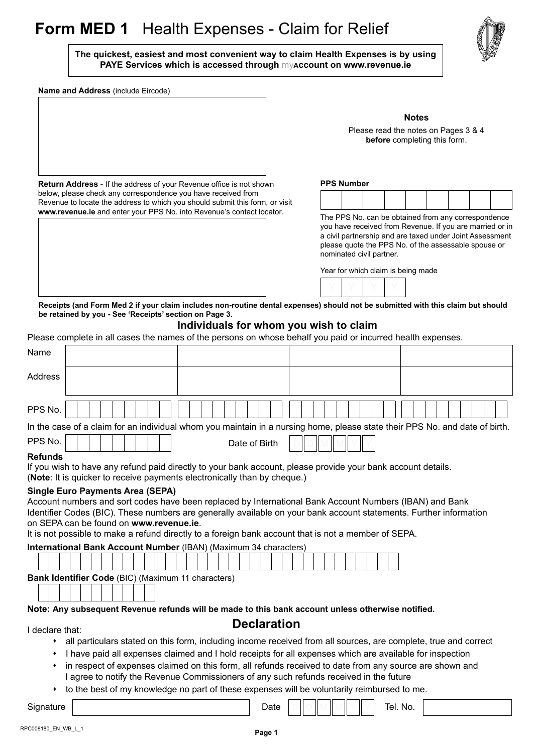# Form MED 1 Health Expenses - Claim for Relief

**The quickest, easiest and most convenient way to claim Health Expenses is by using PAYE Services which is accessed through myAccount on www.revenue.ie**

**Name and Address** (include Eircode)

**Notes**

Please read the notes on Pages 3 & 4 **before** completing this form.

**Return Address** - If the address of your Revenue office is not shown below, please check any correspondence you have received from Revenue to locate the address to which you should submit this form, or visit **www.revenue.ie** and enter your PPS No. into Revenue's contact locator.

**PPS Number**

The PPS No. can be obtained from any correspondence you have received from Revenue. If you are married or in a civil partnership and are taxed under Joint Assessment please quote the PPS No. of the assessable spouse or nominated civil partner.

Year for which claim is being made

Y Y Y Y

**Receipts (and Form Med 2 if your claim includes non-routine dental expenses) should not be submitted with this claim but should be retained by you - See 'Receipts' section on Page 3.**

## Individuals for whom you wish to claim

Please complete in all cases the names of the persons on whose behalf you paid or incurred health expenses.

| | | | | |
|---|---|---|---|---|
| Name | | | | |
| Address | | | | |
| PPS No. | | | | |

In the case of a claim for an individual whom you maintain in a nursing home, please state their PPS No. and date of birth.

PPS No. ____________ Date of Birth D D M M Y Y

### Refunds

If you wish to have any refund paid directly to your bank account, please provide your bank account details. (**Note**: It is quicker to receive payments electronically than by cheque.)

### Single Euro Payments Area (SEPA)

Account numbers and sort codes have been replaced by International Bank Account Numbers (IBAN) and Bank Identifier Codes (BIC). These numbers are generally available on your bank account statements. Further information on SEPA can be found on **www.revenue.ie**.

It is not possible to make a refund directly to a foreign bank account that is not a member of SEPA.

**International Bank Account Number** (IBAN) (Maximum 34 characters)

**Bank Identifier Code** (BIC) (Maximum 11 characters)

**Note: Any subsequent Revenue refunds will be made to this bank account unless otherwise notified.**

## Declaration

I declare that:

- all particulars stated on this form, including income received from all sources, are complete, true and correct
- I have paid all expenses claimed and I hold receipts for all expenses which are available for inspection
- in respect of expenses claimed on this form, all refunds received to date from any source are shown and I agree to notify the Revenue Commissioners of any such refunds received in the future
- to the best of my knowledge no part of these expenses will be voluntarily reimbursed to me.

Signature ____________ Date D D M M Y Y Tel. No. ____________

RPC008180_EN_WB_L_1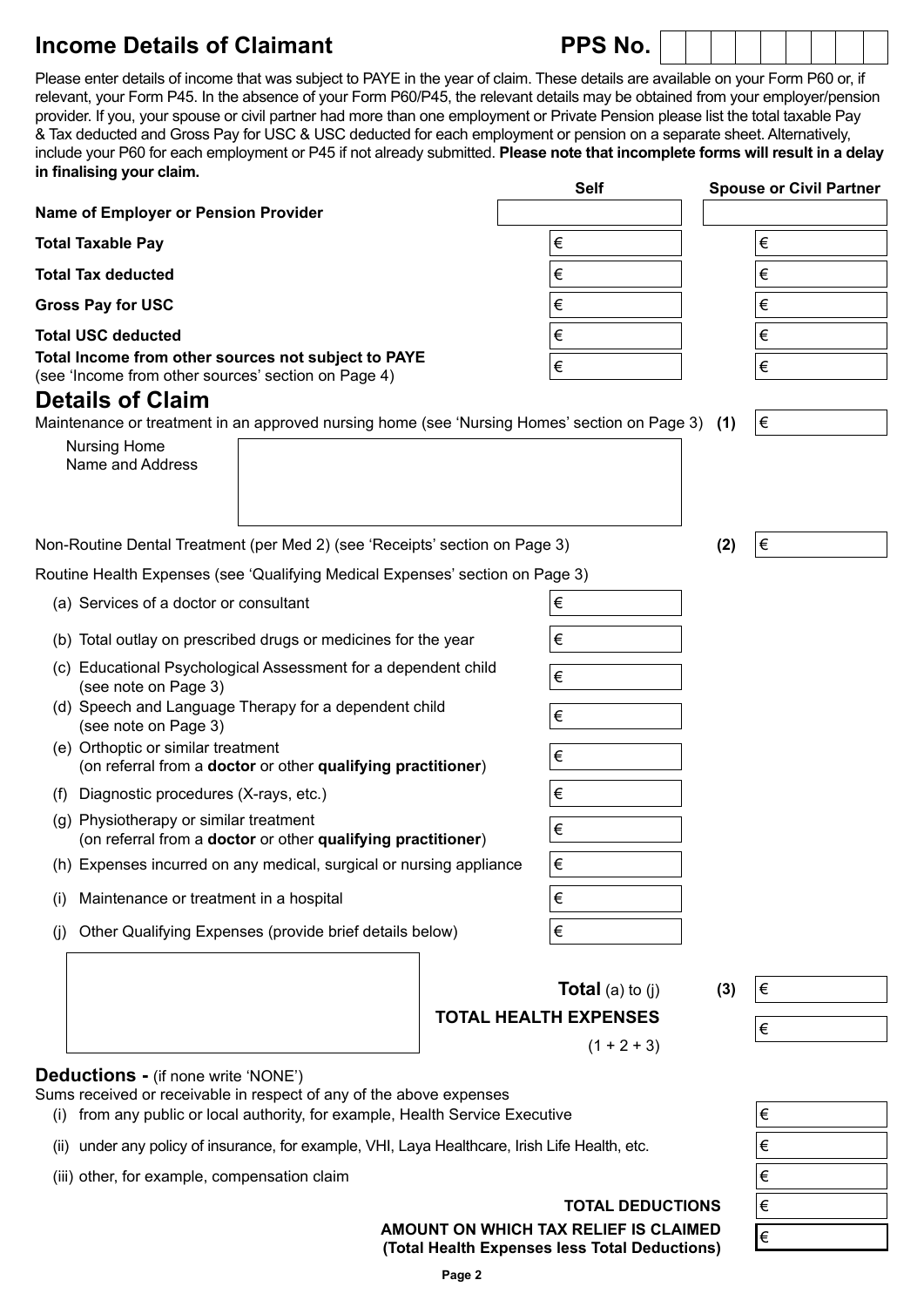## Income Details of Claimant

**PPS No.** | | | | | | | | | |

Please enter details of income that was subject to PAYE in the year of claim. These details are available on your Form P60 or, if relevant, your Form P45. In the absence of your Form P60/P45, the relevant details may be obtained from your employer/pension provider. If you, your spouse or civil partner had more than one employment or Private Pension please list the total taxable Pay & Tax deducted and Gross Pay for USC & USC deducted for each employment or pension on a separate sheet. Alternatively, include your P60 for each employment or P45 if not already submitted. **Please note that incomplete forms will result in a delay in finalising your claim.**

| | Self | Spouse or Civil Partner |
|---|---|---|
| **Name of Employer or Pension Provider** | | |
| **Total Taxable Pay** | € | € |
| **Total Tax deducted** | € | € |
| **Gross Pay for USC** | € | € |
| **Total USC deducted** | € | € |
| **Total Income from other sources not subject to PAYE** (see 'Income from other sources' section on Page 4) | € | € |

## Details of Claim

Maintenance or treatment in an approved nursing home (see 'Nursing Homes' section on Page 3) **(1)** €

Nursing Home Name and Address

Non-Routine Dental Treatment (per Med 2) (see 'Receipts' section on Page 3) **(2)** €

Routine Health Expenses (see 'Qualifying Medical Expenses' section on Page 3)

| | |
|---|---|
| (a) Services of a doctor or consultant | € |
| (b) Total outlay on prescribed drugs or medicines for the year | € |
| (c) Educational Psychological Assessment for a dependent child (see note on Page 3) | € |
| (d) Speech and Language Therapy for a dependent child (see note on Page 3) | € |
| (e) Orthoptic or similar treatment (on referral from a **doctor** or other **qualifying practitioner**) | € |
| (f) Diagnostic procedures (X-rays, etc.) | € |
| (g) Physiotherapy or similar treatment (on referral from a **doctor** or other **qualifying practitioner**) | € |
| (h) Expenses incurred on any medical, surgical or nursing appliance | € |
| (i) Maintenance or treatment in a hospital | € |
| (j) Other Qualifying Expenses (provide brief details below) | € |

**Total** (a) to (j) **(3)** €

**TOTAL HEALTH EXPENSES** (1 + 2 + 3) €

### Deductions - (if none write 'NONE')

Sums received or receivable in respect of any of the above expenses

| | |
|---|---|
| (i) from any public or local authority, for example, Health Service Executive | € |
| (ii) under any policy of insurance, for example, VHI, Laya Healthcare, Irish Life Health, etc. | € |
| (iii) other, for example, compensation claim | € |
| **TOTAL DEDUCTIONS** | € |
| **AMOUNT ON WHICH TAX RELIEF IS CLAIMED (Total Health Expenses less Total Deductions)** | € |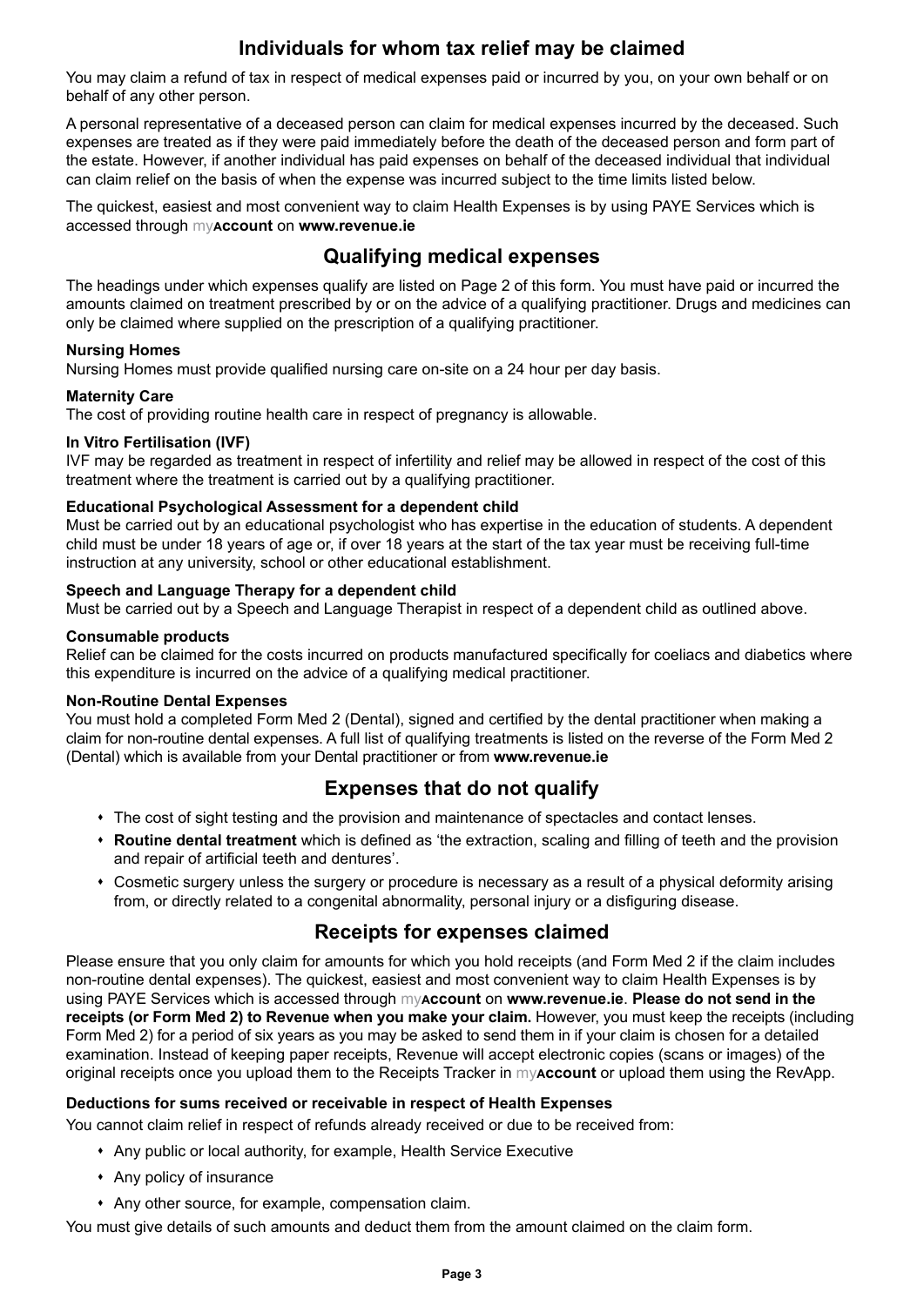## Individuals for whom tax relief may be claimed

You may claim a refund of tax in respect of medical expenses paid or incurred by you, on your own behalf or on behalf of any other person.

A personal representative of a deceased person can claim for medical expenses incurred by the deceased. Such expenses are treated as if they were paid immediately before the death of the deceased person and form part of the estate. However, if another individual has paid expenses on behalf of the deceased individual that individual can claim relief on the basis of when the expense was incurred subject to the time limits listed below.

The quickest, easiest and most convenient way to claim Health Expenses is by using PAYE Services which is accessed through my**Account** on **www.revenue.ie**

## Qualifying medical expenses

The headings under which expenses qualify are listed on Page 2 of this form. You must have paid or incurred the amounts claimed on treatment prescribed by or on the advice of a qualifying practitioner. Drugs and medicines can only be claimed where supplied on the prescription of a qualifying practitioner.

**Nursing Homes**
Nursing Homes must provide qualified nursing care on-site on a 24 hour per day basis.

**Maternity Care**
The cost of providing routine health care in respect of pregnancy is allowable.

**In Vitro Fertilisation (IVF)**
IVF may be regarded as treatment in respect of infertility and relief may be allowed in respect of the cost of this treatment where the treatment is carried out by a qualifying practitioner.

**Educational Psychological Assessment for a dependent child**
Must be carried out by an educational psychologist who has expertise in the education of students. A dependent child must be under 18 years of age or, if over 18 years at the start of the tax year must be receiving full-time instruction at any university, school or other educational establishment.

**Speech and Language Therapy for a dependent child**
Must be carried out by a Speech and Language Therapist in respect of a dependent child as outlined above.

**Consumable products**
Relief can be claimed for the costs incurred on products manufactured specifically for coeliacs and diabetics where this expenditure is incurred on the advice of a qualifying medical practitioner.

**Non-Routine Dental Expenses**
You must hold a completed Form Med 2 (Dental), signed and certified by the dental practitioner when making a claim for non-routine dental expenses. A full list of qualifying treatments is listed on the reverse of the Form Med 2 (Dental) which is available from your Dental practitioner or from **www.revenue.ie**

## Expenses that do not qualify

- The cost of sight testing and the provision and maintenance of spectacles and contact lenses.
- **Routine dental treatment** which is defined as 'the extraction, scaling and filling of teeth and the provision and repair of artificial teeth and dentures'.
- Cosmetic surgery unless the surgery or procedure is necessary as a result of a physical deformity arising from, or directly related to a congenital abnormality, personal injury or a disfiguring disease.

## Receipts for expenses claimed

Please ensure that you only claim for amounts for which you hold receipts (and Form Med 2 if the claim includes non-routine dental expenses). The quickest, easiest and most convenient way to claim Health Expenses is by using PAYE Services which is accessed through my**Account** on **www.revenue.ie**. **Please do not send in the receipts (or Form Med 2) to Revenue when you make your claim.** However, you must keep the receipts (including Form Med 2) for a period of six years as you may be asked to send them in if your claim is chosen for a detailed examination. Instead of keeping paper receipts, Revenue will accept electronic copies (scans or images) of the original receipts once you upload them to the Receipts Tracker in my**Account** or upload them using the RevApp.

**Deductions for sums received or receivable in respect of Health Expenses**
You cannot claim relief in respect of refunds already received or due to be received from:

- Any public or local authority, for example, Health Service Executive
- Any policy of insurance
- Any other source, for example, compensation claim.

You must give details of such amounts and deduct them from the amount claimed on the claim form.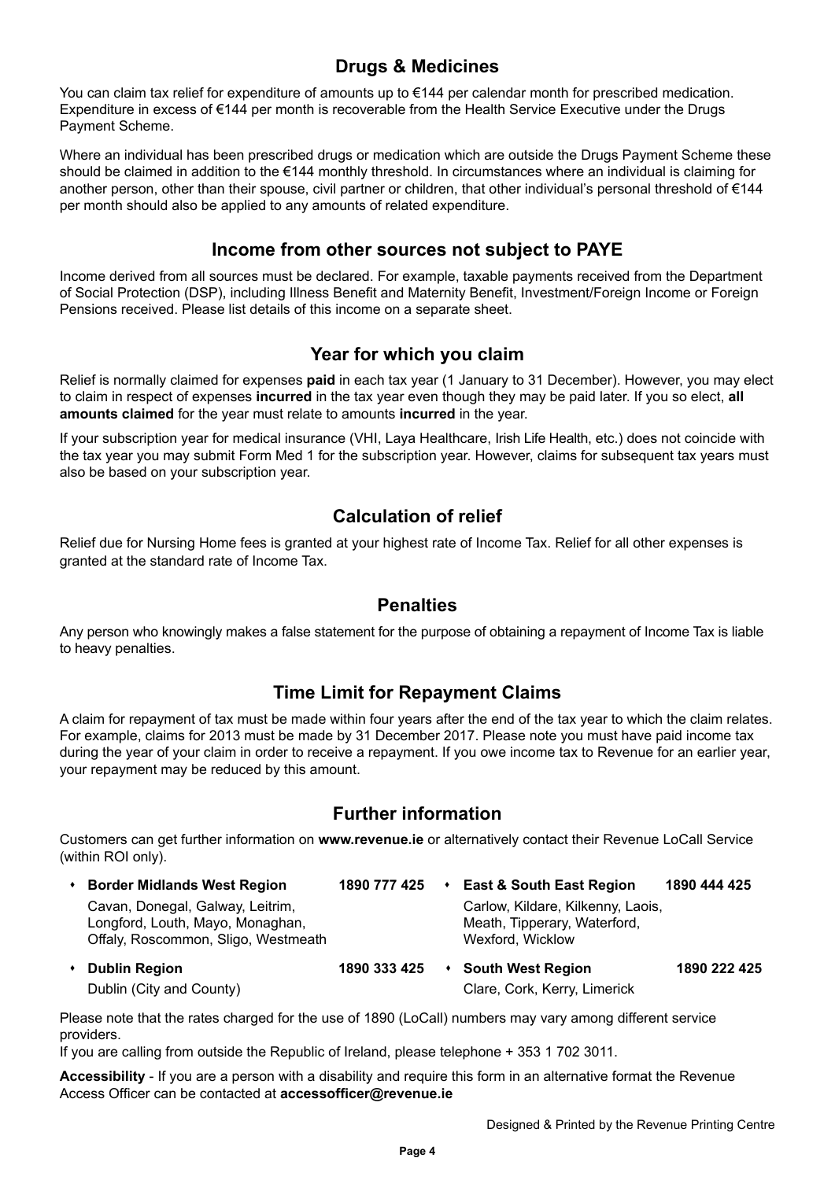## Drugs & Medicines

You can claim tax relief for expenditure of amounts up to €144 per calendar month for prescribed medication. Expenditure in excess of €144 per month is recoverable from the Health Service Executive under the Drugs Payment Scheme.

Where an individual has been prescribed drugs or medication which are outside the Drugs Payment Scheme these should be claimed in addition to the €144 monthly threshold. In circumstances where an individual is claiming for another person, other than their spouse, civil partner or children, that other individual's personal threshold of €144 per month should also be applied to any amounts of related expenditure.

## Income from other sources not subject to PAYE

Income derived from all sources must be declared. For example, taxable payments received from the Department of Social Protection (DSP), including Illness Benefit and Maternity Benefit, Investment/Foreign Income or Foreign Pensions received. Please list details of this income on a separate sheet.

## Year for which you claim

Relief is normally claimed for expenses **paid** in each tax year (1 January to 31 December). However, you may elect to claim in respect of expenses **incurred** in the tax year even though they may be paid later. If you so elect, **all amounts claimed** for the year must relate to amounts **incurred** in the year.

If your subscription year for medical insurance (VHI, Laya Healthcare, Irish Life Health, etc.) does not coincide with the tax year you may submit Form Med 1 for the subscription year. However, claims for subsequent tax years must also be based on your subscription year.

## Calculation of relief

Relief due for Nursing Home fees is granted at your highest rate of Income Tax. Relief for all other expenses is granted at the standard rate of Income Tax.

## Penalties

Any person who knowingly makes a false statement for the purpose of obtaining a repayment of Income Tax is liable to heavy penalties.

## Time Limit for Repayment Claims

A claim for repayment of tax must be made within four years after the end of the tax year to which the claim relates. For example, claims for 2013 must be made by 31 December 2017. Please note you must have paid income tax during the year of your claim in order to receive a repayment. If you owe income tax to Revenue for an earlier year, your repayment may be reduced by this amount.

## Further information

Customers can get further information on **www.revenue.ie** or alternatively contact their Revenue LoCall Service (within ROI only).

- **Border Midlands West Region** **1890 777 425**
  Cavan, Donegal, Galway, Leitrim, Longford, Louth, Mayo, Monaghan, Offaly, Roscommon, Sligo, Westmeath
- **East & South East Region** **1890 444 425**
  Carlow, Kildare, Kilkenny, Laois, Meath, Tipperary, Waterford, Wexford, Wicklow
- **Dublin Region** **1890 333 425**
  Dublin (City and County)
- **South West Region** **1890 222 425**
  Clare, Cork, Kerry, Limerick

Please note that the rates charged for the use of 1890 (LoCall) numbers may vary among different service providers.
If you are calling from outside the Republic of Ireland, please telephone + 353 1 702 3011.

**Accessibility** - If you are a person with a disability and require this form in an alternative format the Revenue Access Officer can be contacted at **accessofficer@revenue.ie**

Designed & Printed by the Revenue Printing Centre